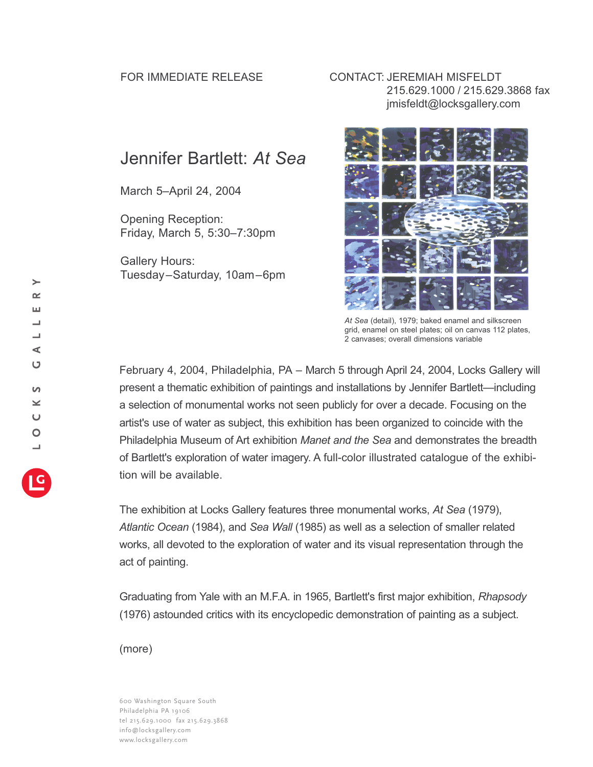FOR IMMEDIATE RELEASE

CONTACT: JEREMIAH MISFELDT
215.629.1000 / 215.629.3868 fax
jmisfeldt@locksgallery.com

# Jennifer Bartlett: *At Sea*

March 5–April 24, 2004

Opening Reception:
Friday, March 5, 5:30–7:30pm

Gallery Hours:
Tuesday–Saturday, 10am–6pm

*At Sea* (detail), 1979; baked enamel and silkscreen grid, enamel on steel plates; oil on canvas 112 plates, 2 canvases; overall dimensions variable

February 4, 2004, Philadelphia, PA – March 5 through April 24, 2004, Locks Gallery will present a thematic exhibition of paintings and installations by Jennifer Bartlett—including a selection of monumental works not seen publicly for over a decade. Focusing on the artist's use of water as subject, this exhibition has been organized to coincide with the Philadelphia Museum of Art exhibition *Manet and the Sea* and demonstrates the breadth of Bartlett's exploration of water imagery. A full-color illustrated catalogue of the exhibition will be available.

The exhibition at Locks Gallery features three monumental works, *At Sea* (1979), *Atlantic Ocean* (1984), and *Sea Wall* (1985) as well as a selection of smaller related works, all devoted to the exploration of water and its visual representation through the act of painting.

Graduating from Yale with an M.F.A. in 1965, Bartlett's first major exhibition, *Rhapsody* (1976) astounded critics with its encyclopedic demonstration of painting as a subject.

(more)

LOCKS GALLERY

600 Washington Square South
Philadelphia PA 19106
tel 215.629.1000 fax 215.629.3868
info@locksgallery.com
www.locksgallery.com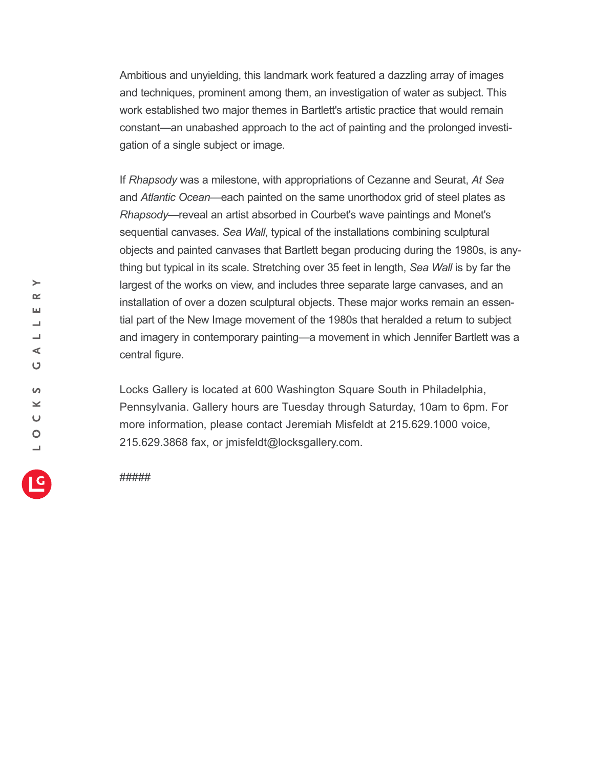Ambitious and unyielding, this landmark work featured a dazzling array of images and techniques, prominent among them, an investigation of water as subject. This work established two major themes in Bartlett's artistic practice that would remain constant—an unabashed approach to the act of painting and the prolonged investigation of a single subject or image.

If *Rhapsody* was a milestone, with appropriations of Cezanne and Seurat, *At Sea* and *Atlantic Ocean*—each painted on the same unorthodox grid of steel plates as *Rhapsody*—reveal an artist absorbed in Courbet's wave paintings and Monet's sequential canvases. *Sea Wall*, typical of the installations combining sculptural objects and painted canvases that Bartlett began producing during the 1980s, is anything but typical in its scale. Stretching over 35 feet in length, *Sea Wall* is by far the largest of the works on view, and includes three separate large canvases, and an installation of over a dozen sculptural objects. These major works remain an essential part of the New Image movement of the 1980s that heralded a return to subject and imagery in contemporary painting—a movement in which Jennifer Bartlett was a central figure.

Locks Gallery is located at 600 Washington Square South in Philadelphia, Pennsylvania. Gallery hours are Tuesday through Saturday, 10am to 6pm. For more information, please contact Jeremiah Misfeldt at 215.629.1000 voice, 215.629.3868 fax, or jmisfeldt@locksgallery.com.

#####